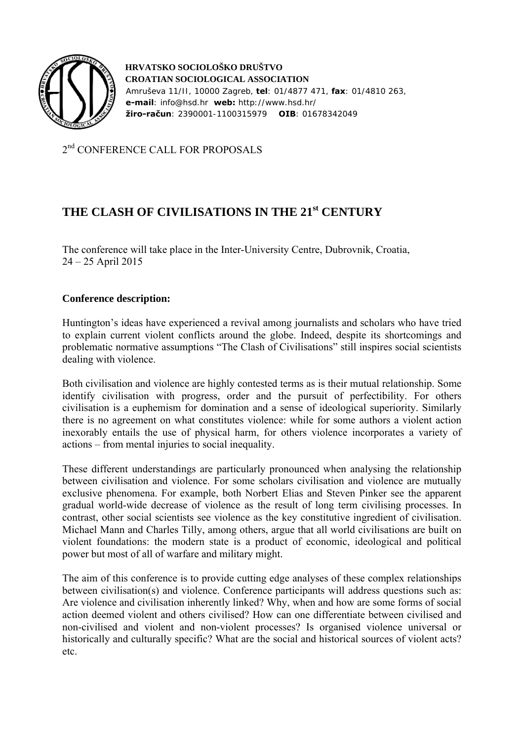**HRVATSKO SOCIOLOŠKO DRUŠTVO**
**CROATIAN SOCIOLOGICAL ASSOCIATION**
Amruševa 11/II, 10000 Zagreb, **tel**: 01/4877 471, **fax**: 01/4810 263,
**e-mail**: info@hsd.hr **web:** http://www.hsd.hr/
**žiro-račun**: 2390001-1100315979 **OIB**: 01678342049

2nd CONFERENCE CALL FOR PROPOSALS

# THE CLASH OF CIVILISATIONS IN THE 21st CENTURY

The conference will take place in the Inter-University Centre, Dubrovnik, Croatia,
24 – 25 April 2015

**Conference description:**

Huntington's ideas have experienced a revival among journalists and scholars who have tried to explain current violent conflicts around the globe. Indeed, despite its shortcomings and problematic normative assumptions "The Clash of Civilisations" still inspires social scientists dealing with violence.

Both civilisation and violence are highly contested terms as is their mutual relationship. Some identify civilisation with progress, order and the pursuit of perfectibility. For others civilisation is a euphemism for domination and a sense of ideological superiority. Similarly there is no agreement on what constitutes violence: while for some authors a violent action inexorably entails the use of physical harm, for others violence incorporates a variety of actions – from mental injuries to social inequality.

These different understandings are particularly pronounced when analysing the relationship between civilisation and violence. For some scholars civilisation and violence are mutually exclusive phenomena. For example, both Norbert Elias and Steven Pinker see the apparent gradual world-wide decrease of violence as the result of long term civilising processes. In contrast, other social scientists see violence as the key constitutive ingredient of civilisation. Michael Mann and Charles Tilly, among others, argue that all world civilisations are built on violent foundations: the modern state is a product of economic, ideological and political power but most of all of warfare and military might.

The aim of this conference is to provide cutting edge analyses of these complex relationships between civilisation(s) and violence. Conference participants will address questions such as: Are violence and civilisation inherently linked? Why, when and how are some forms of social action deemed violent and others civilised? How can one differentiate between civilised and non-civilised and violent and non-violent processes? Is organised violence universal or historically and culturally specific? What are the social and historical sources of violent acts? etc.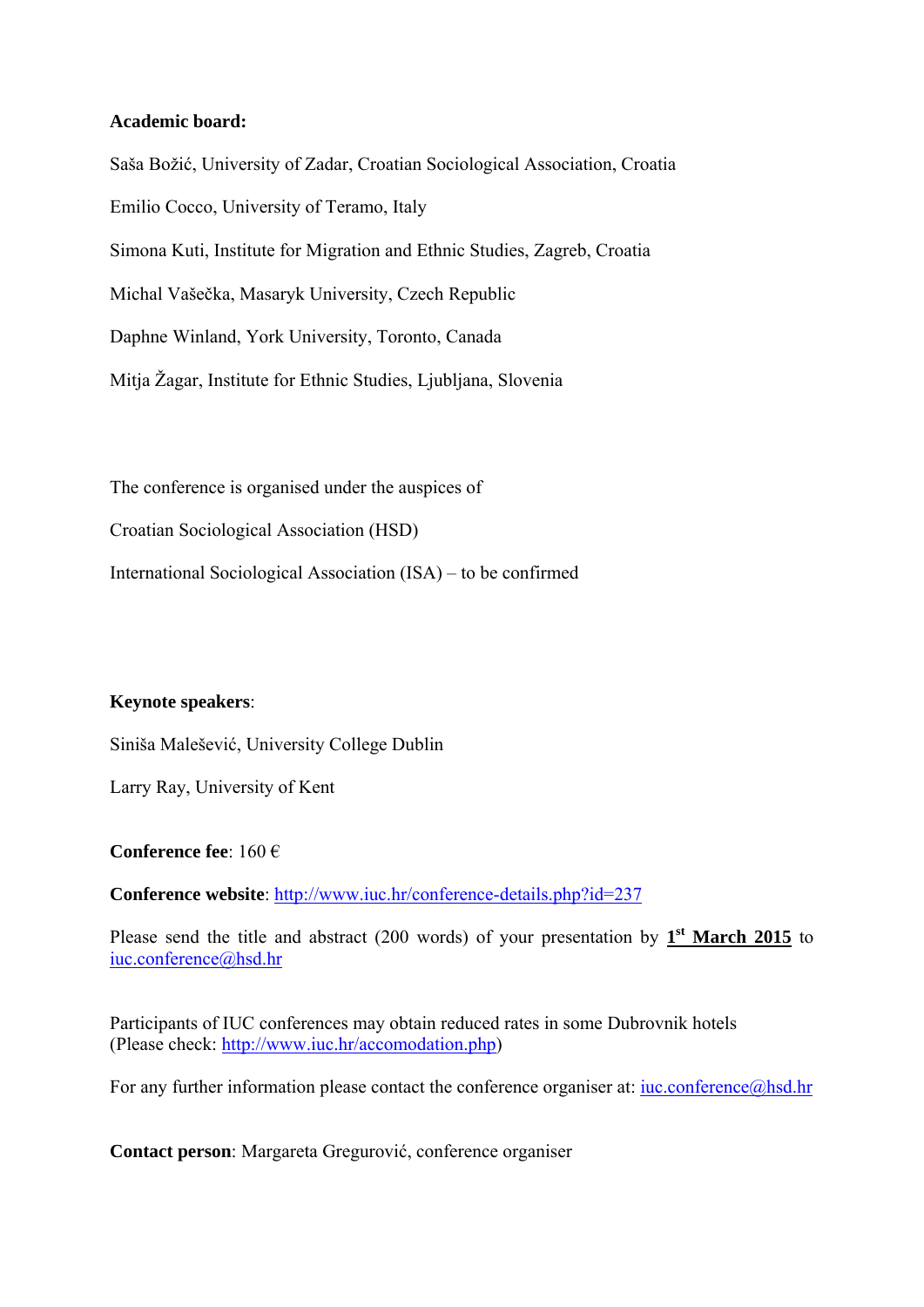**Academic board:**

Saša Božić, University of Zadar, Croatian Sociological Association, Croatia

Emilio Cocco, University of Teramo, Italy

Simona Kuti, Institute for Migration and Ethnic Studies, Zagreb, Croatia

Michal Vašečka, Masaryk University, Czech Republic

Daphne Winland, York University, Toronto, Canada

Mitja Žagar, Institute for Ethnic Studies, Ljubljana, Slovenia

The conference is organised under the auspices of

Croatian Sociological Association (HSD)

International Sociological Association (ISA) – to be confirmed

**Keynote speakers**:

Siniša Malešević, University College Dublin

Larry Ray, University of Kent

**Conference fee**: 160 €

**Conference website**: http://www.iuc.hr/conference-details.php?id=237

Please send the title and abstract (200 words) of your presentation by **1st March 2015** to iuc.conference@hsd.hr

Participants of IUC conferences may obtain reduced rates in some Dubrovnik hotels
(Please check: http://www.iuc.hr/accomodation.php)

For any further information please contact the conference organiser at: iuc.conference@hsd.hr

**Contact person**: Margareta Gregurović, conference organiser